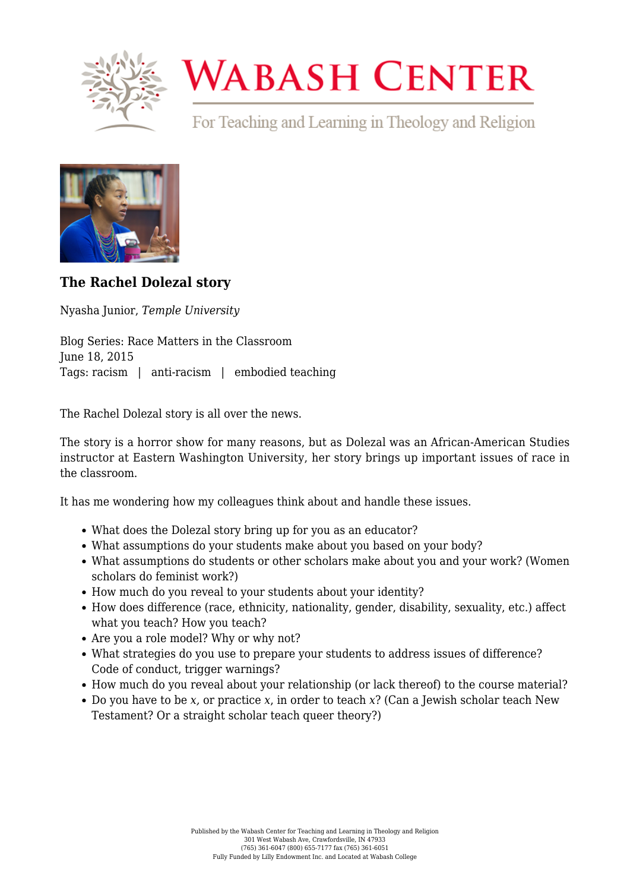# Wabash Center

For Teaching and Learning in Theology and Religion

## The Rachel Dolezal story

Nyasha Junior, *Temple University*

Blog Series: Race Matters in the Classroom
June 18, 2015
Tags: racism | anti-racism | embodied teaching

The Rachel Dolezal story is all over the news.

The story is a horror show for many reasons, but as Dolezal was an African-American Studies instructor at Eastern Washington University, her story brings up important issues of race in the classroom.

It has me wondering how my colleagues think about and handle these issues.

- What does the Dolezal story bring up for you as an educator?
- What assumptions do your students make about you based on your body?
- What assumptions do students or other scholars make about you and your work? (Women scholars do feminist work?)
- How much do you reveal to your students about your identity?
- How does difference (race, ethnicity, nationality, gender, disability, sexuality, etc.) affect what you teach? How you teach?
- Are you a role model? Why or why not?
- What strategies do you use to prepare your students to address issues of difference? Code of conduct, trigger warnings?
- How much do you reveal about your relationship (or lack thereof) to the course material?
- Do you have to be *x*, or practice *x*, in order to teach *x*? (Can a Jewish scholar teach New Testament? Or a straight scholar teach queer theory?)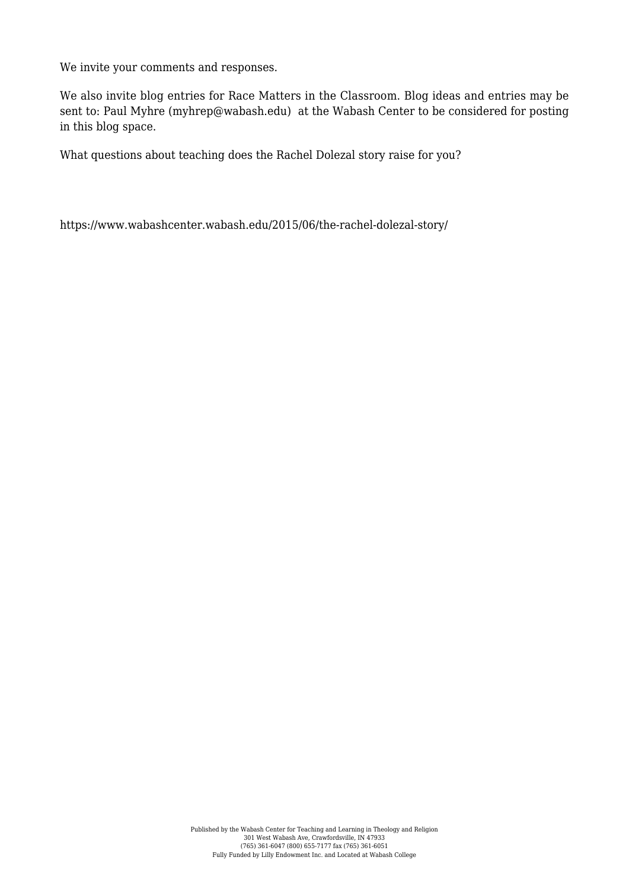We invite your comments and responses.

We also invite blog entries for Race Matters in the Classroom. Blog ideas and entries may be sent to: Paul Myhre (myhrep@wabash.edu) at the Wabash Center to be considered for posting in this blog space.

What questions about teaching does the Rachel Dolezal story raise for you?

https://www.wabashcenter.wabash.edu/2015/06/the-rachel-dolezal-story/